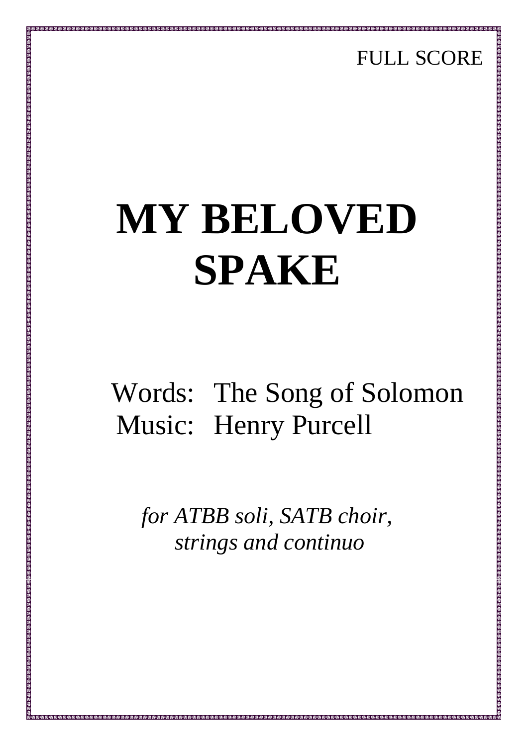FULL SCORE

# MY BELOVED SPAKE

Words: The Song of Solomon
Music: Henry Purcell

*for ATBB soli, SATB choir, strings and continuo*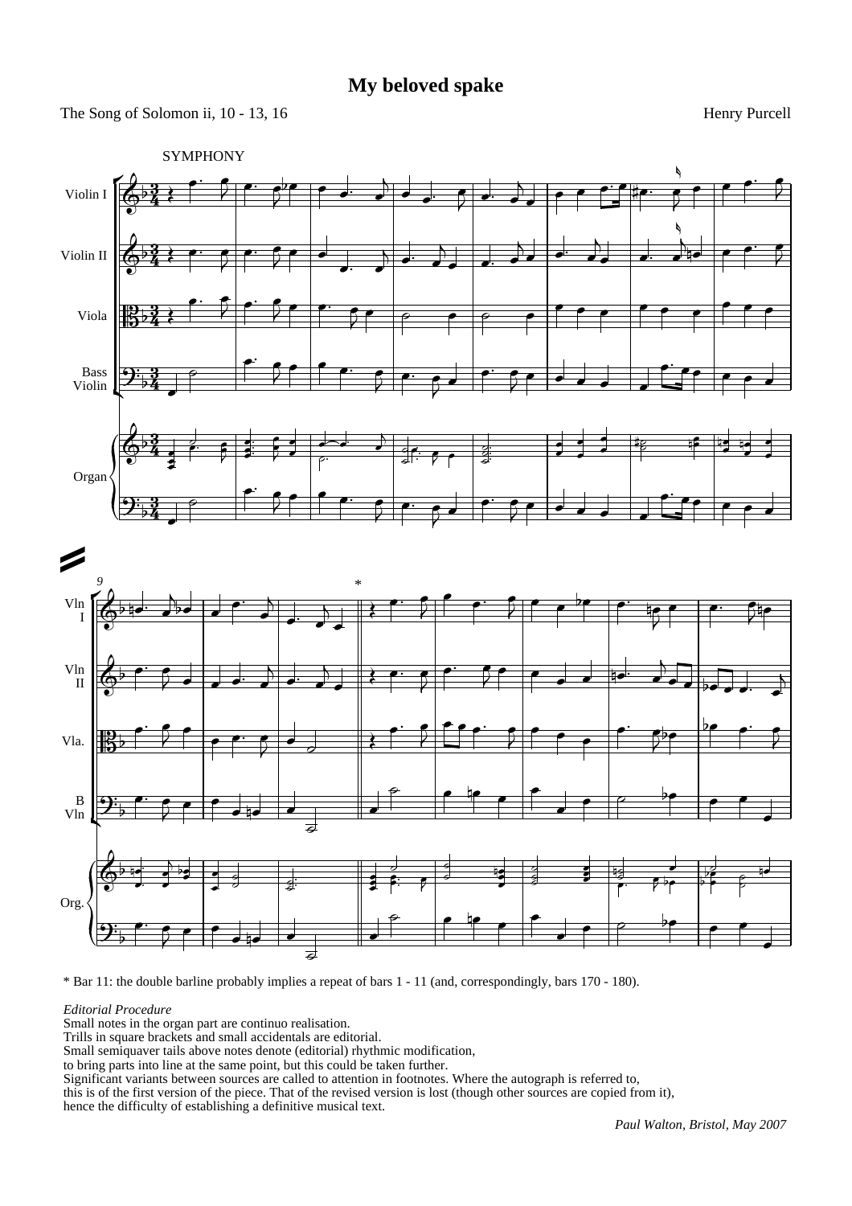# My beloved spake

The Song of Solomon ii, 10 - 13, 16

Henry Purcell

SYMPHONY

* Bar 11: the double barline probably implies a repeat of bars 1 - 11 (and, correspondingly, bars 170 - 180).

*Editorial Procedure*
Small notes in the organ part are continuo realisation.
Trills in square brackets and small accidentals are editorial.
Small semiquaver tails above notes denote (editorial) rhythmic modification,
to bring parts into line at the same point, but this could be taken further.
Significant variants between sources are called to attention in footnotes. Where the autograph is referred to,
this is of the first version of the piece. That of the revised version is lost (though other sources are copied from it),
hence the difficulty of establishing a definitive musical text.

*Paul Walton, Bristol, May 2007*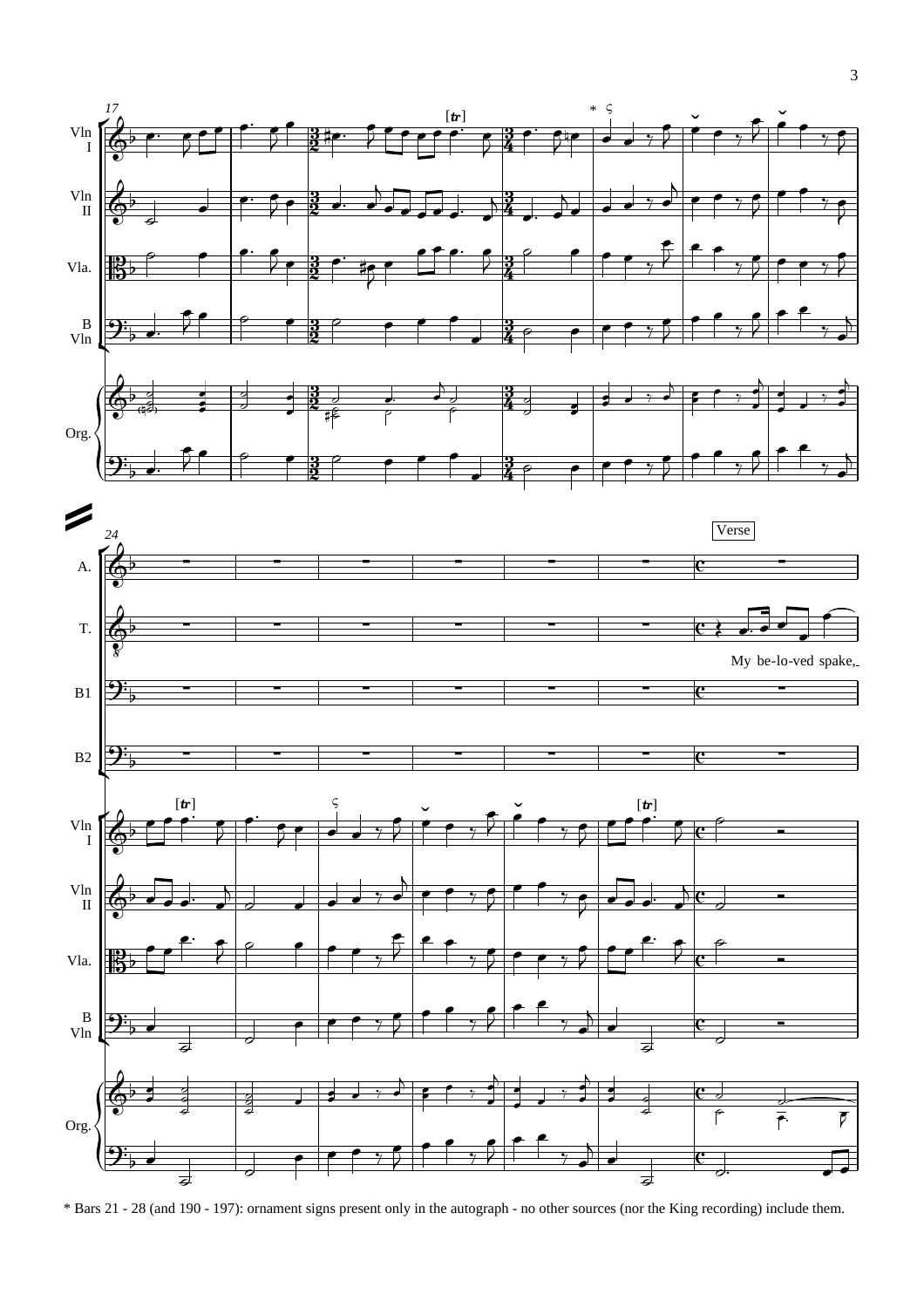\* Bars 21 - 28 (and 190 - 197): ornament signs present only in the autograph - no other sources (nor the King recording) include them.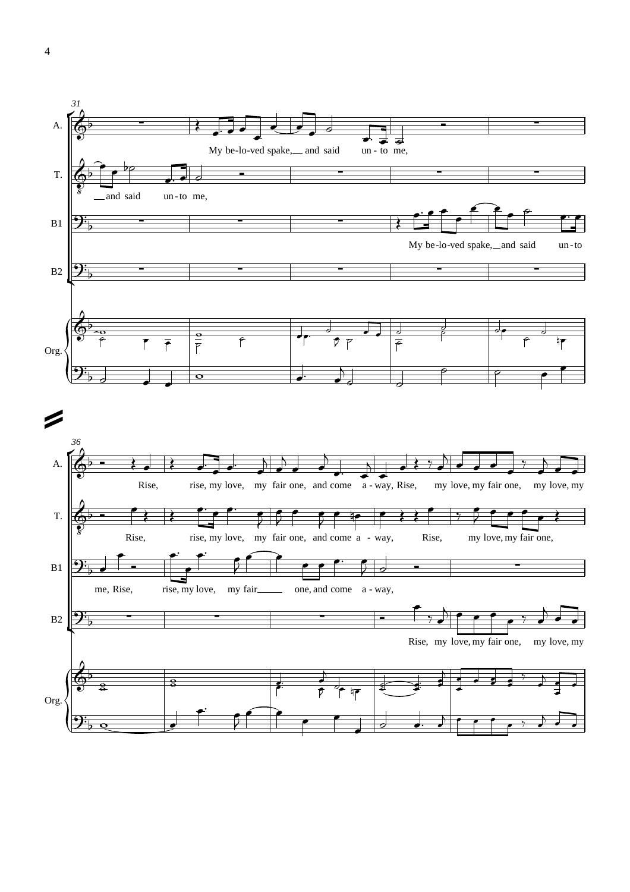31

A. My be-lo-ved spake, and said un-to me,

T. and said un-to me,

B1 My be-lo-ved spake, and said un-to

B2

Org.

36

A. Rise, rise, my love, my fair one, and come a-way, Rise, my love, my fair one, my love, my

T. Rise, rise, my love, my fair one, and come a-way, Rise, my love, my fair one,

B1 me, Rise, rise, my love, my fair one, and come a-way,

B2 Rise, my love, my fair one, my love, my

Org.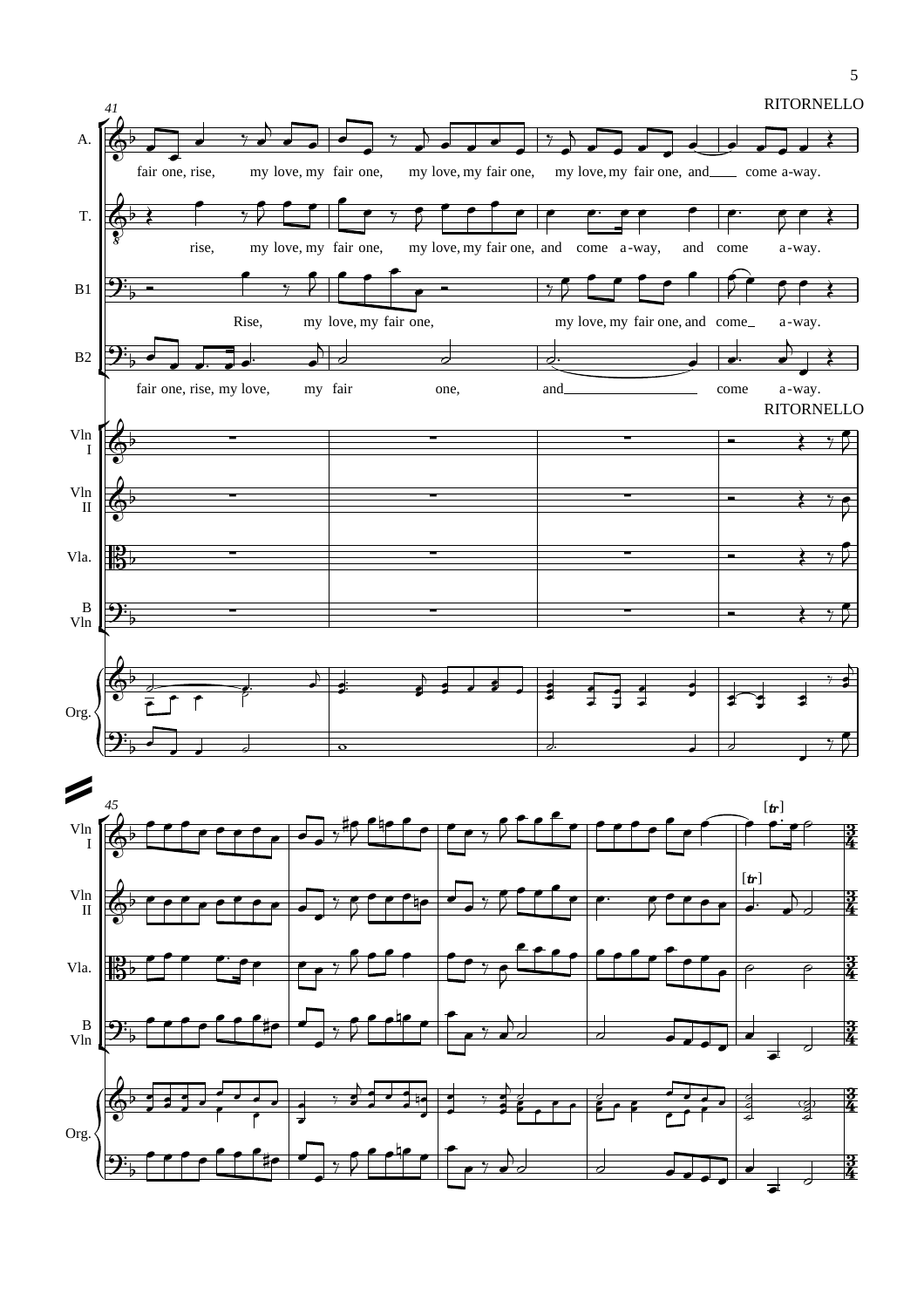RITORNELLO

A.: fair one, rise, my love, my fair one, my love, my fair one, my love, my fair one, and come a-way.

T.: rise, my love, my fair one, my love, my fair one, and come a-way, and come a-way.

B1: Rise, my love, my fair one, my love, my fair one, and come a-way.

B2: fair one, rise, my love, my fair one, and come a-way.

RITORNELLO

Vln I, Vln II, Vla., B Vln, Org.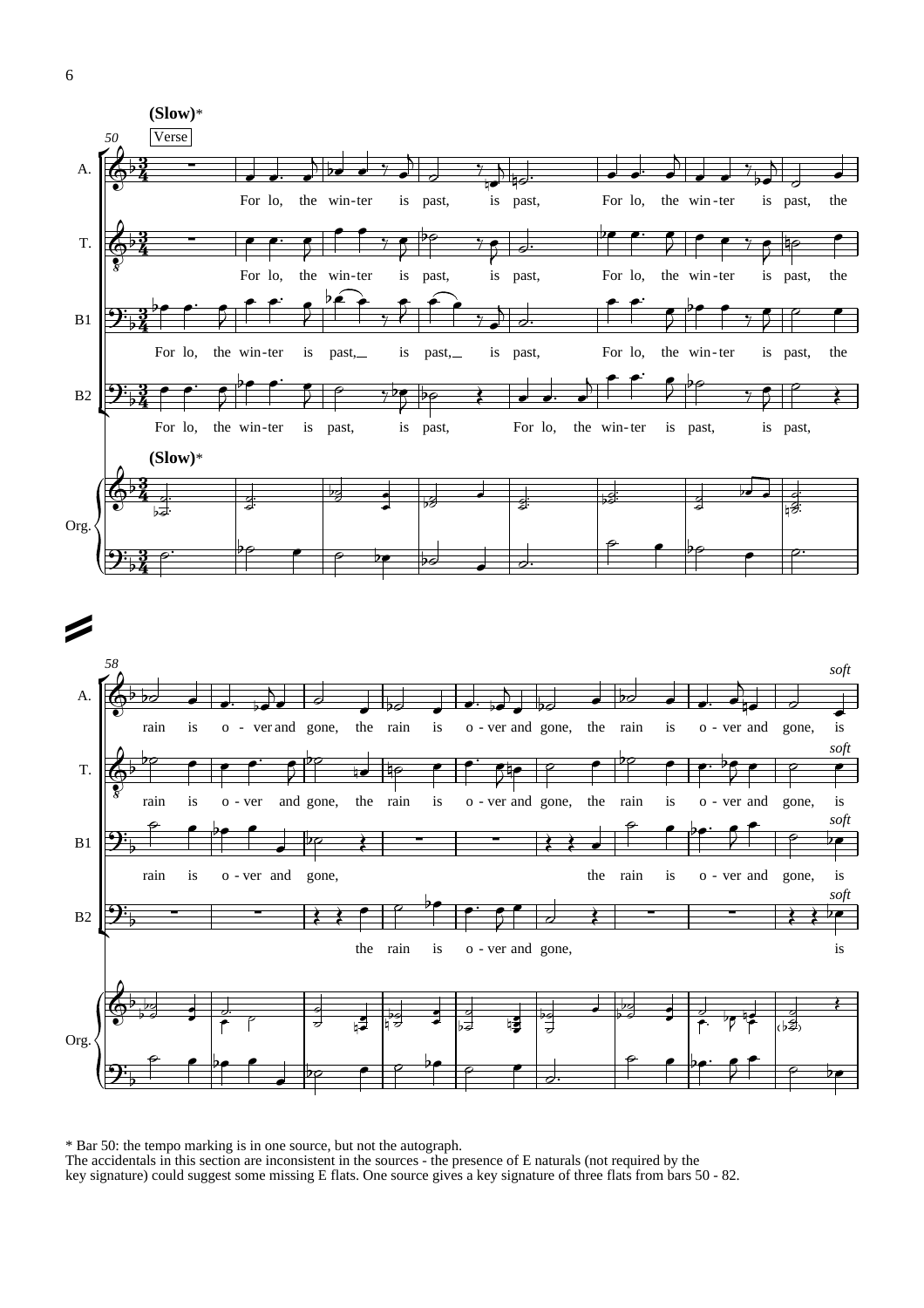* Bar 50: the tempo marking is in one source, but not the autograph.
The accidentals in this section are inconsistent in the sources - the presence of E naturals (not required by the key signature) could suggest some missing E flats. One source gives a key signature of three flats from bars 50 - 82.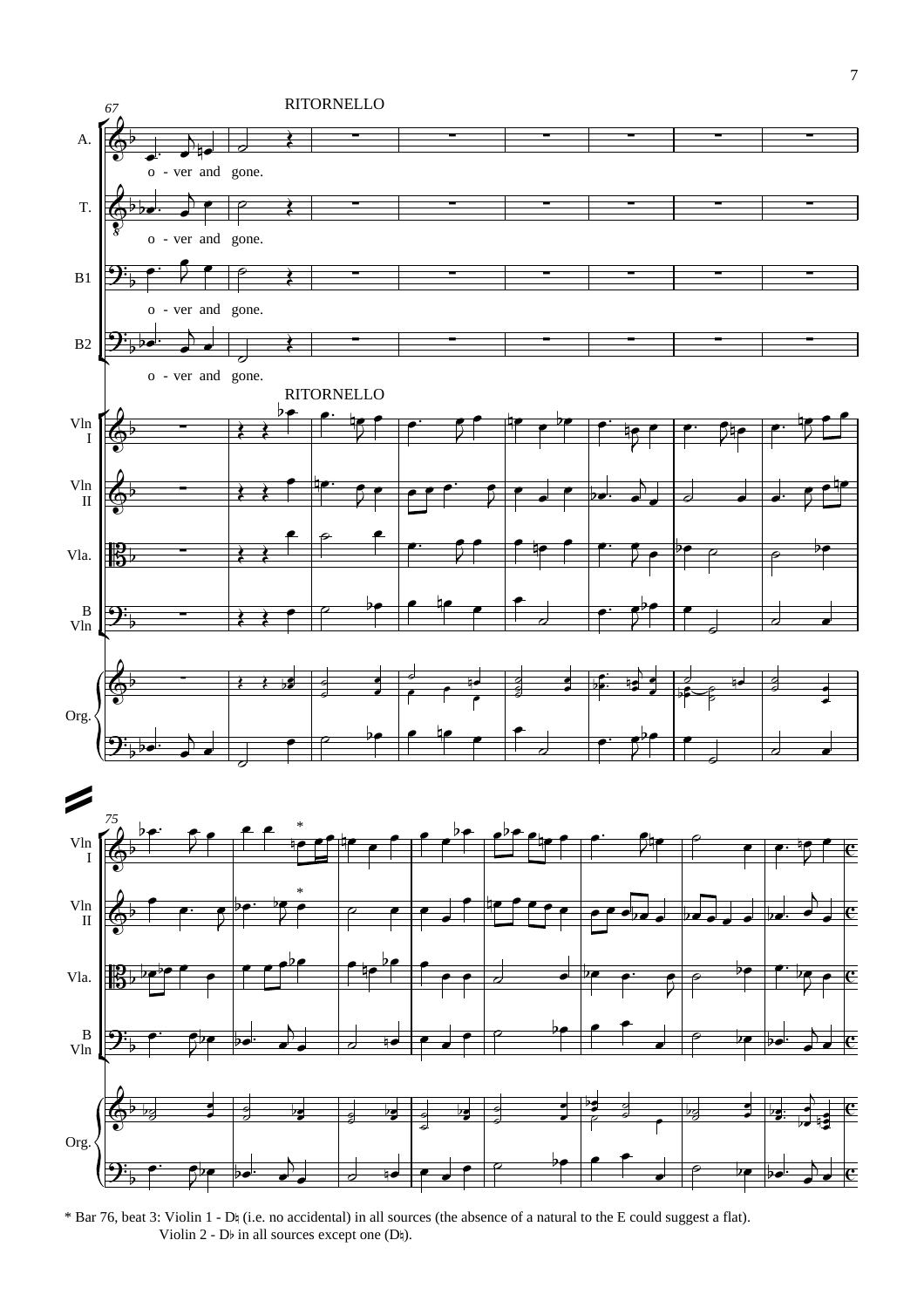* Bar 76, beat 3: Violin 1 - D♮ (i.e. no accidental) in all sources (the absence of a natural to the E could suggest a flat).
Violin 2 - D♭ in all sources except one (D♮).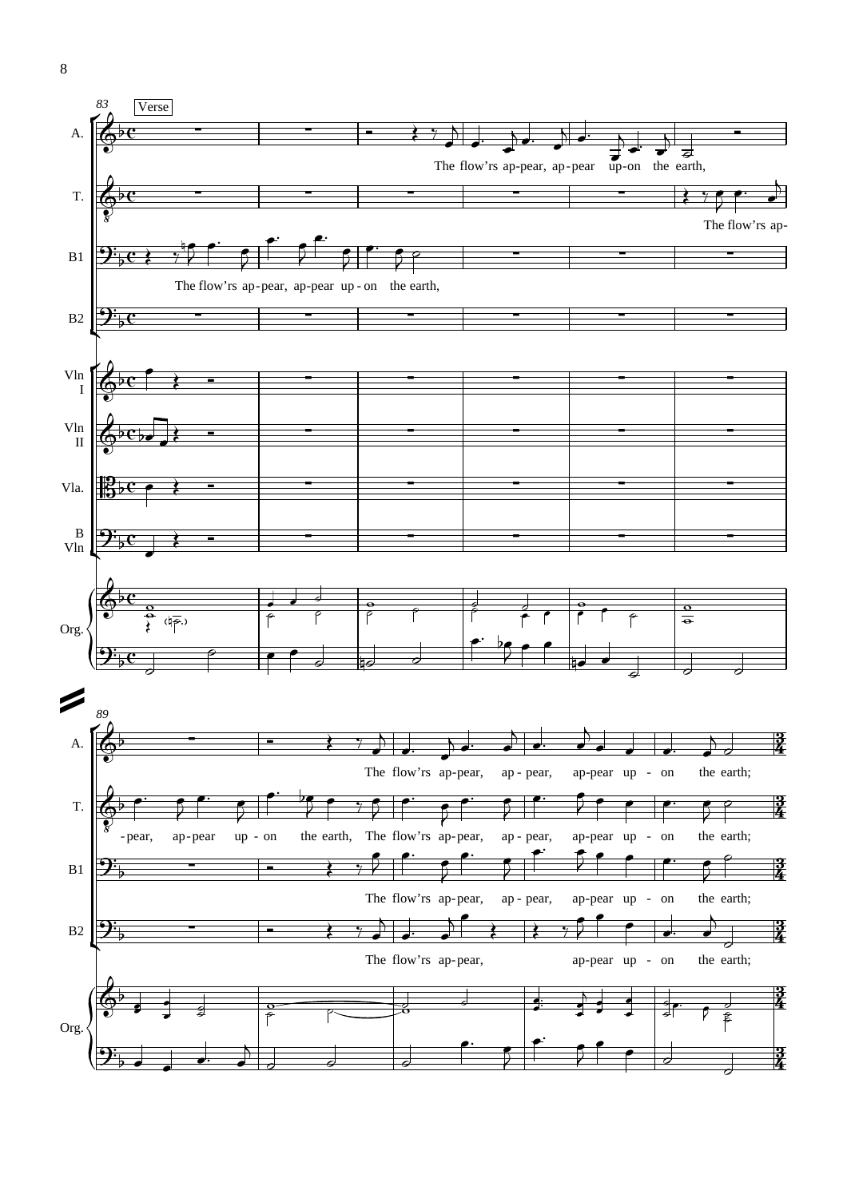Verse

The flow'rs ap-pear, ap-pear up-on the earth,

The flow'rs ap-pear, ap-pear up-on the earth,

The flow'rs ap-pear, ap-pear up-on the earth,

The flow'rs ap-pear, ap-pear, ap-pear up - on the earth;

-pear, ap-pear up - on the earth, The flow'rs ap-pear, ap - pear, ap-pear up - on the earth;

The flow'rs ap-pear, ap - pear, ap-pear up - on the earth;

The flow'rs ap-pear, ap-pear up - on the earth;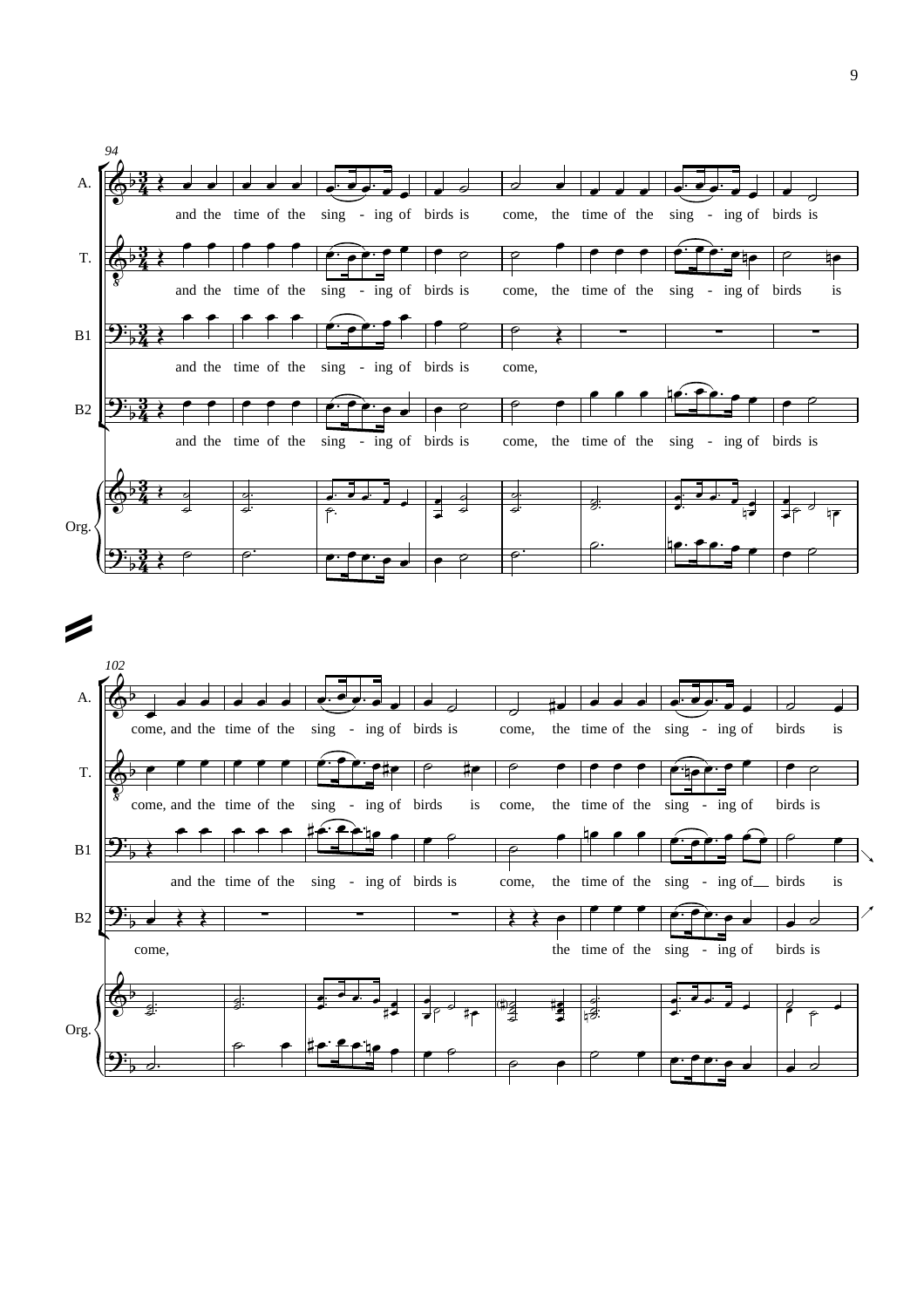94

A.

and the time of the sing - ing of birds is come, the time of the sing - ing of birds is

T.

and the time of the sing - ing of birds is come, the time of the sing - ing of birds is

B1

and the time of the sing - ing of birds is come,

B2

and the time of the sing - ing of birds is come, the time of the sing - ing of birds is

Org.

102

A.

come, and the time of the sing - ing of birds is come, the time of the sing - ing of birds is

T.

come, and the time of the sing - ing of birds is come, the time of the sing - ing of birds is

B1

and the time of the sing - ing of birds is come, the time of the sing - ing of birds is

B2

come, the time of the sing - ing of birds is

Org.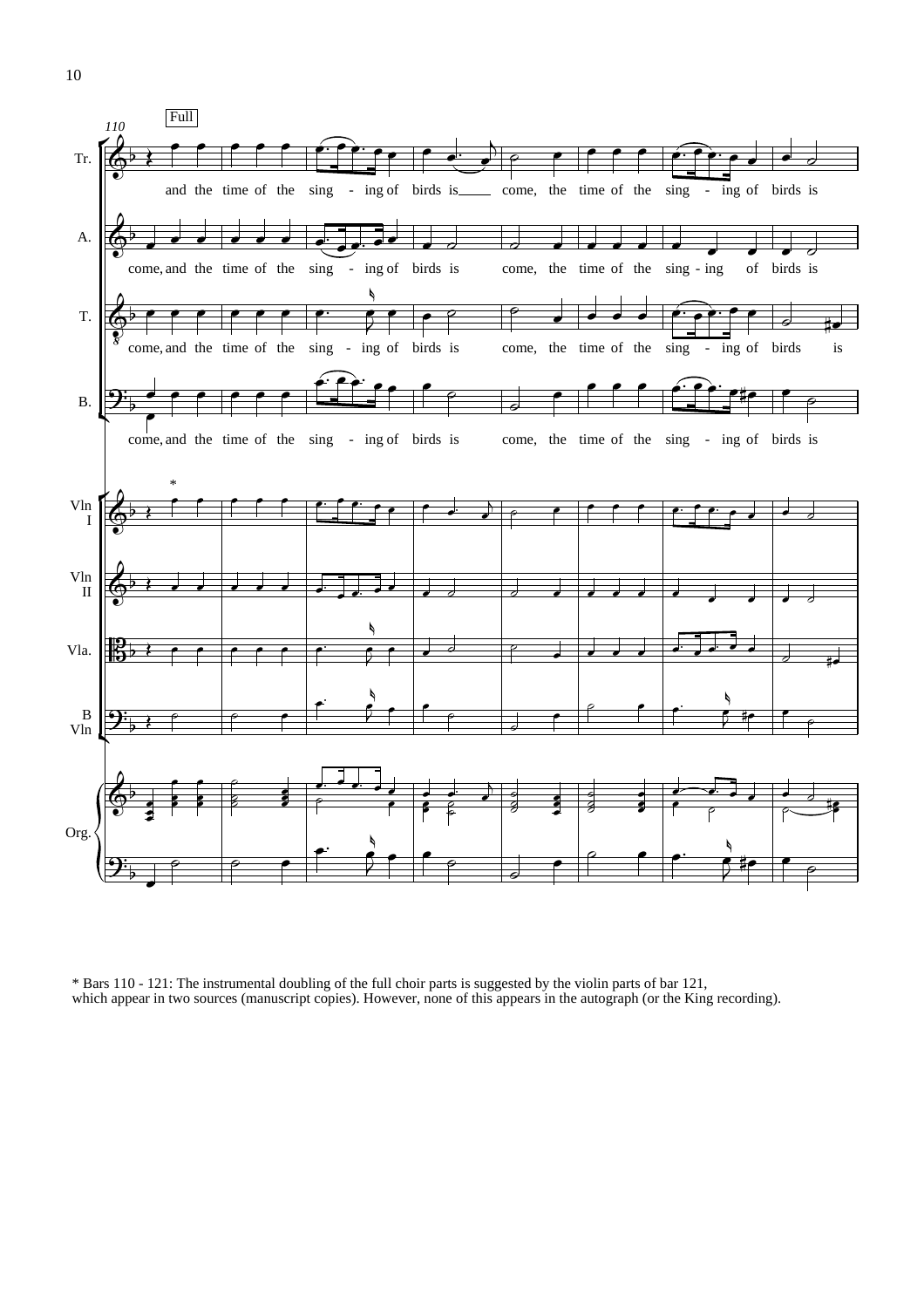\* Bars 110 - 121: The instrumental doubling of the full choir parts is suggested by the violin parts of bar 121, which appear in two sources (manuscript copies). However, none of this appears in the autograph (or the King recording).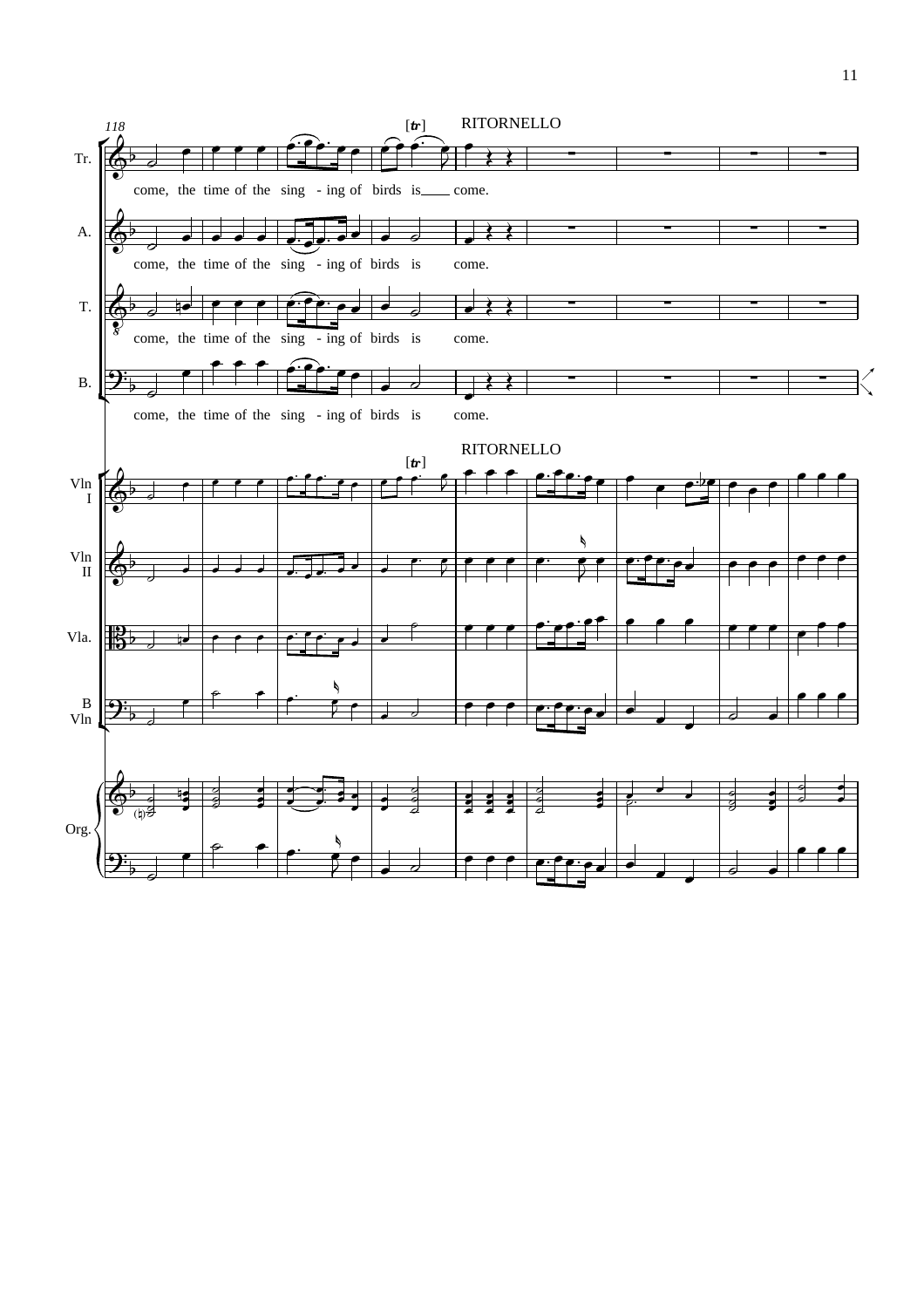118

RITORNELLO

Tr.
come, the time of the sing - ing of birds is come.

A.
come, the time of the sing - ing of birds is come.

T.
come, the time of the sing - ing of birds is come.

B.
come, the time of the sing - ing of birds is come.

RITORNELLO

Vln I

Vln II

Vla.

B Vln

Org.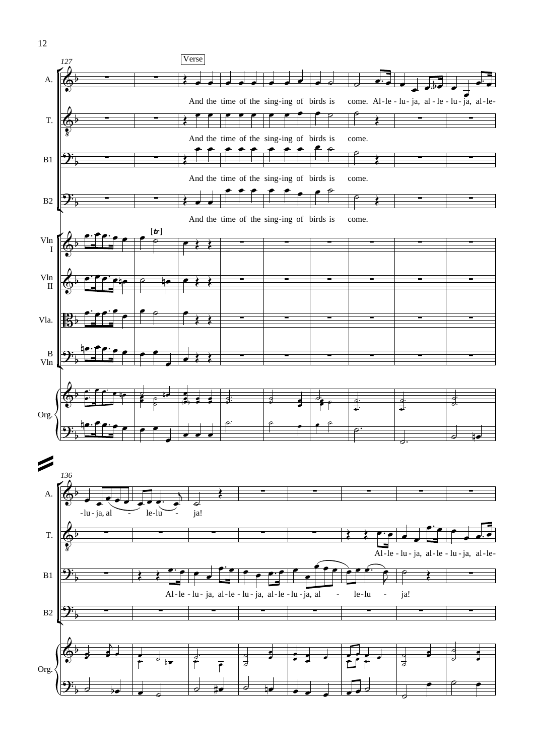127

Verse

A. And the time of the sing-ing of birds is come. Al-le-lu-ja, al-le-lu-ja, al-le-

T. And the time of the sing-ing of birds is come.

B1 And the time of the sing-ing of birds is come.

B2 And the time of the sing-ing of birds is come.

Vln I [tr]

Vln II

Vla.

B Vln

Org.

136

A. -lu-ja, al - le-lu - ja!

T. Al-le-lu-ja, al-le-lu-ja, al-le-

B1 Al-le-lu-ja, al-le-lu-ja, al-le-lu-ja, al - le-lu - ja!

B2

Org.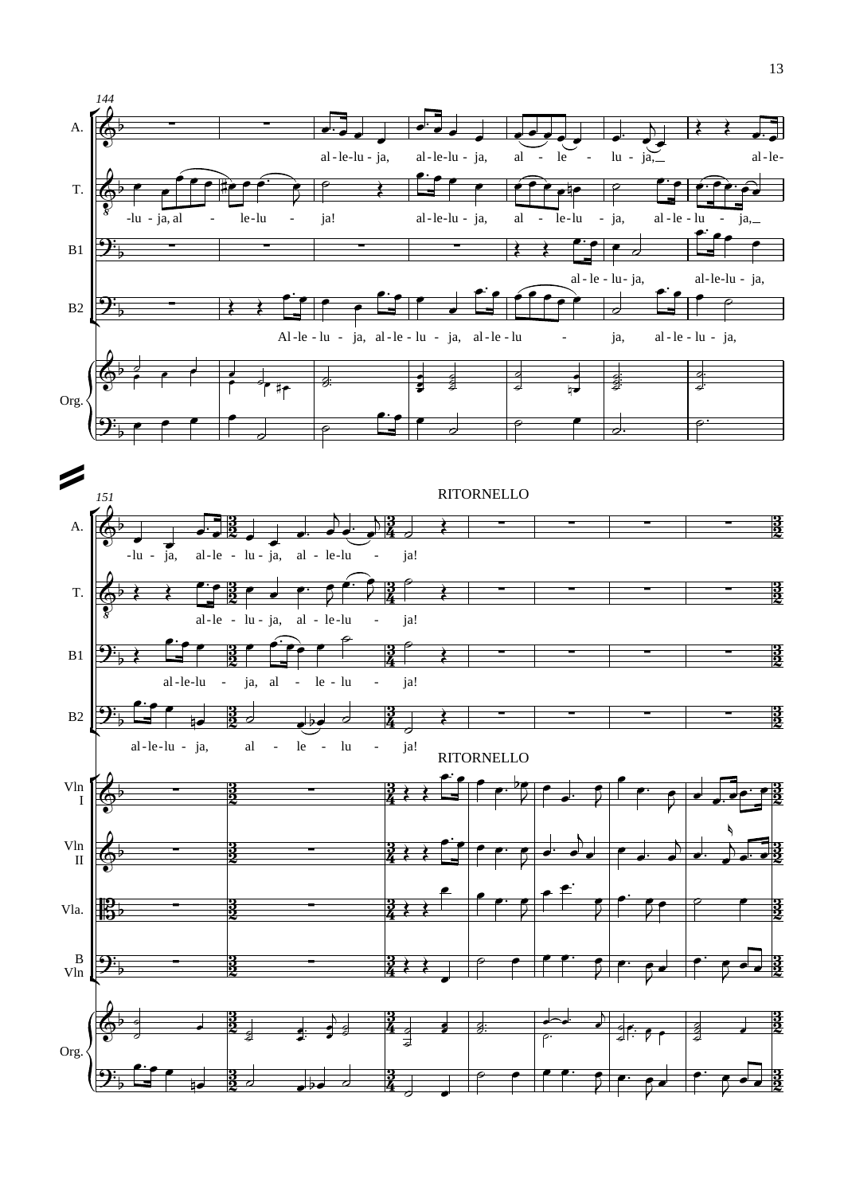144

A.

al-le-lu-ja, al-le-lu-ja, al - le - lu-ja, al-le-

T.

-lu-ja, al - le-lu - ja! al-le-lu-ja, al - le-lu - ja, al-le-lu - ja,

B1

al-le-lu-ja, al-le-lu-ja,

B2

Al-le-lu - ja, al-le-lu - ja, al-le-lu - ja, al-le-lu-ja,

Org.

151

RITORNELLO

A.

-lu - ja, al-le - lu-ja, al - le-lu - ja!

T.

al-le - lu-ja, al - le-lu - ja!

B1

al-le-lu - ja, al - le-lu - ja!

B2

al-le-lu-ja, al - le - lu - ja!

RITORNELLO

Vln I

Vln II

Vla.

B Vln

Org.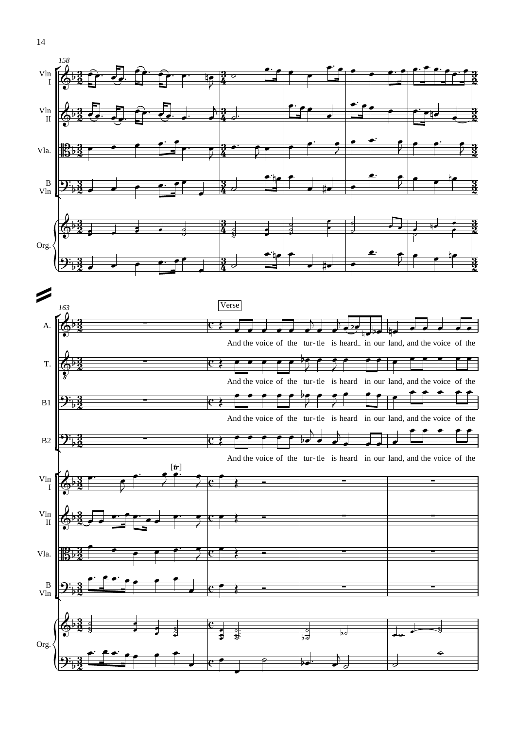Verse

And the voice of the turtle is heard in our land, and the voice of the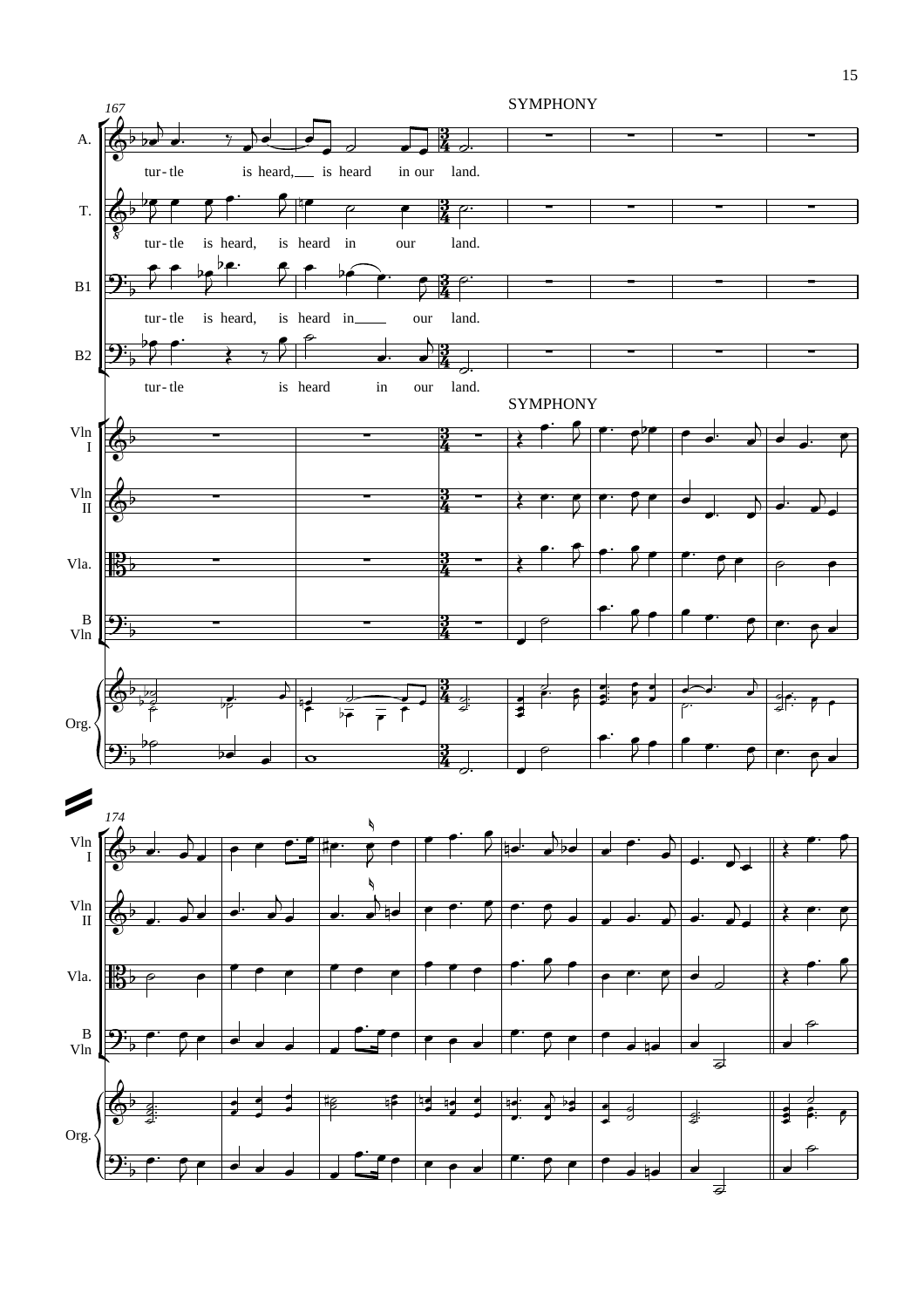SYMPHONY

A.: tur- tle is heard, is heard in our land.

T.: tur- tle is heard, is heard in our land.

B1: tur- tle is heard, is heard in our land.

B2: tur- tle is heard in our land.

SYMPHONY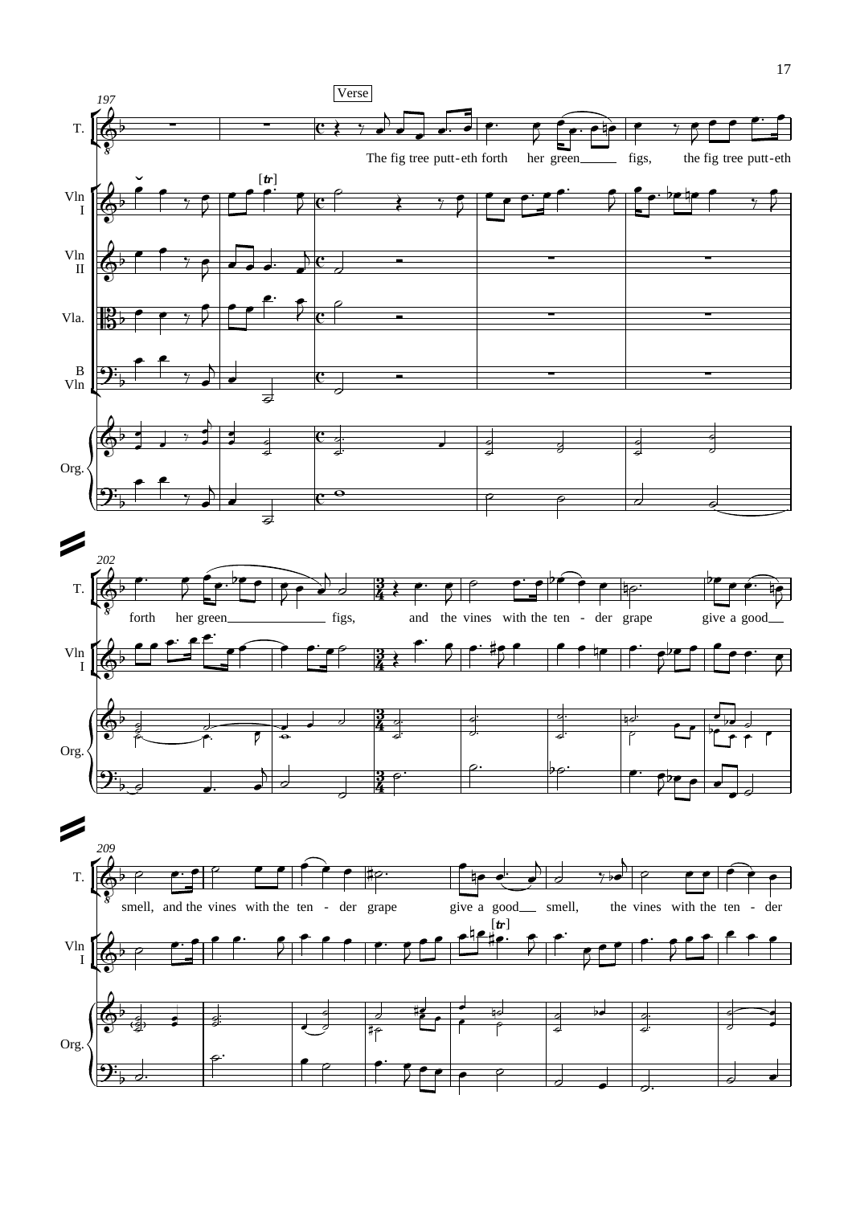Verse

The fig tree putt-eth forth her green figs, the fig tree putt-eth forth her green figs, and the vines with the ten - der grape give a good smell, and the vines with the ten - der grape give a good smell, the vines with the ten - der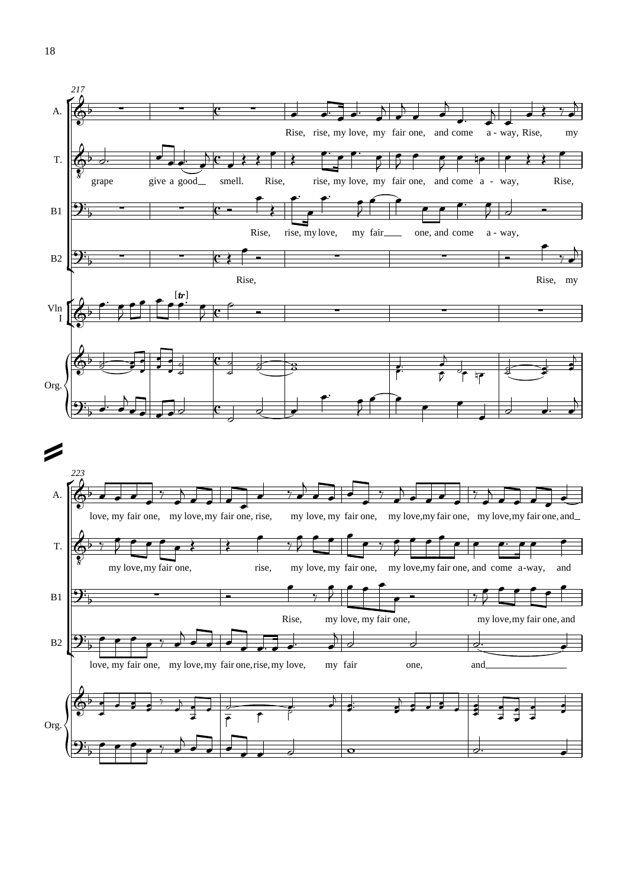217

A. Rise, rise, my love, my fair one, and come a - way, Rise, my

T. grape give a good smell. Rise, rise, my love, my fair one, and come a - way, Rise,

B1 Rise, rise, my love, my fair one, and come a - way,

B2 Rise, Rise, my

Vln I

Org.

223

A. love, my fair one, my love, my fair one, rise, my love, my fair one, my love, my fair one, my love, my fair one, and

T. my love, my fair one, rise, my love, my fair one, my love, my fair one, and come a-way, and

B1 Rise, my love, my fair one, my love, my fair one, and

B2 love, my fair one, my love, my fair one, rise, my love, my fair one, and

Org.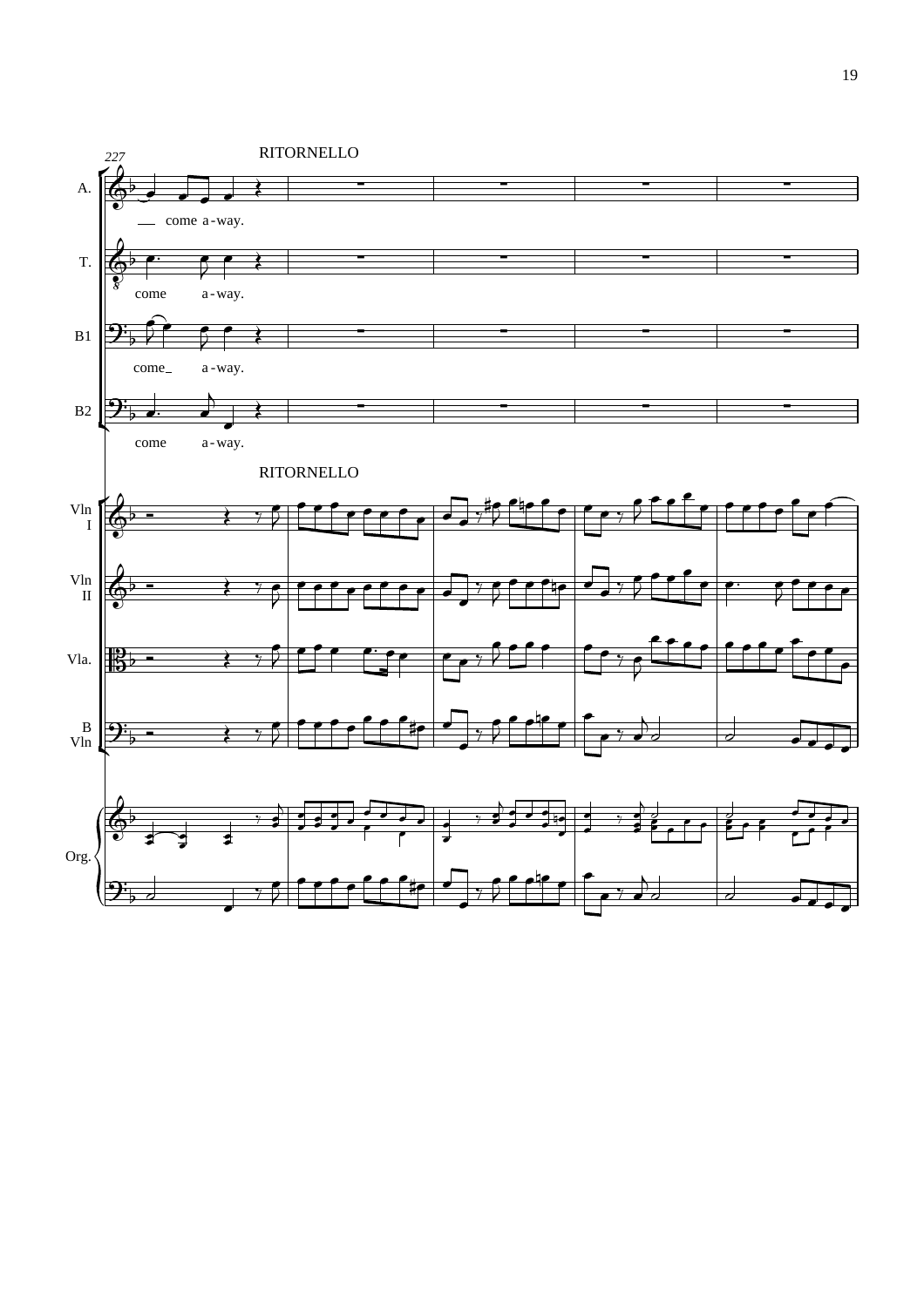227

RITORNELLO

A. — come a-way.

T. come a-way.

B1 come — a-way.

B2 come a-way.

RITORNELLO

Vln I

Vln II

Vla.

B Vln

Org.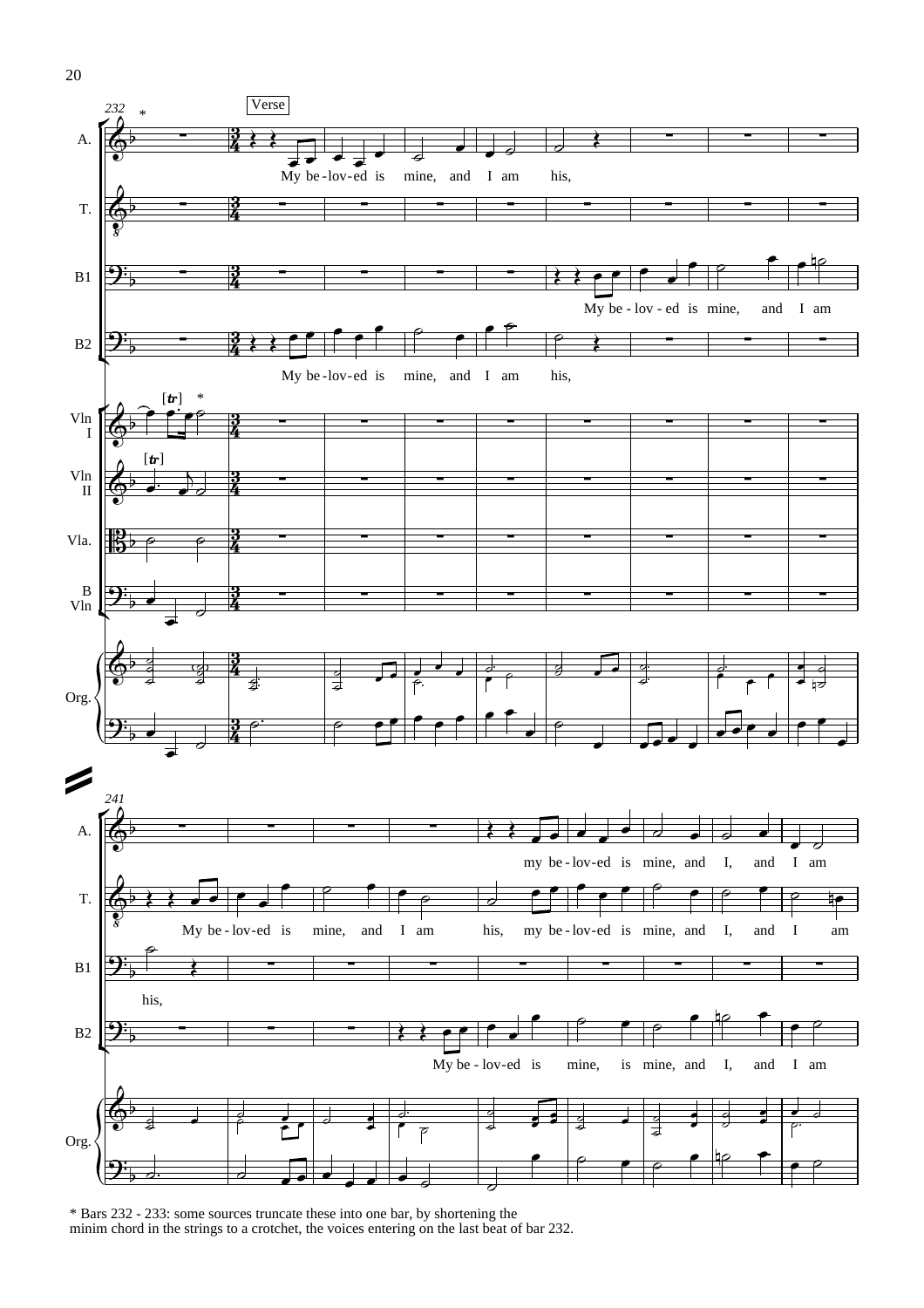* Bars 232 - 233: some sources truncate these into one bar, by shortening the minim chord in the strings to a crotchet, the voices entering on the last beat of bar 232.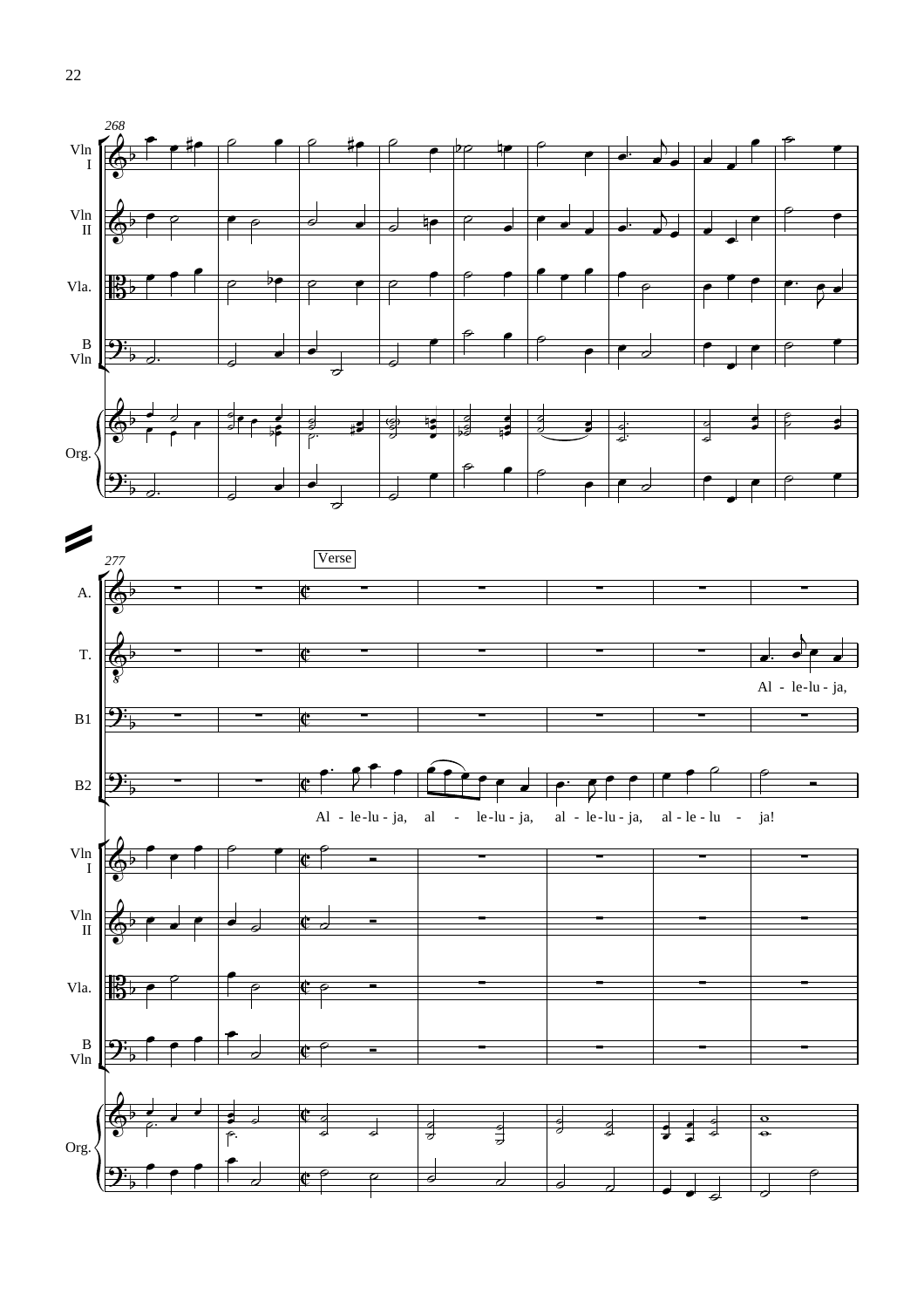Verse

Al - le-lu - ja,

Al - le-lu - ja, al - le-lu - ja, al - le-lu - ja, al - le - lu - ja!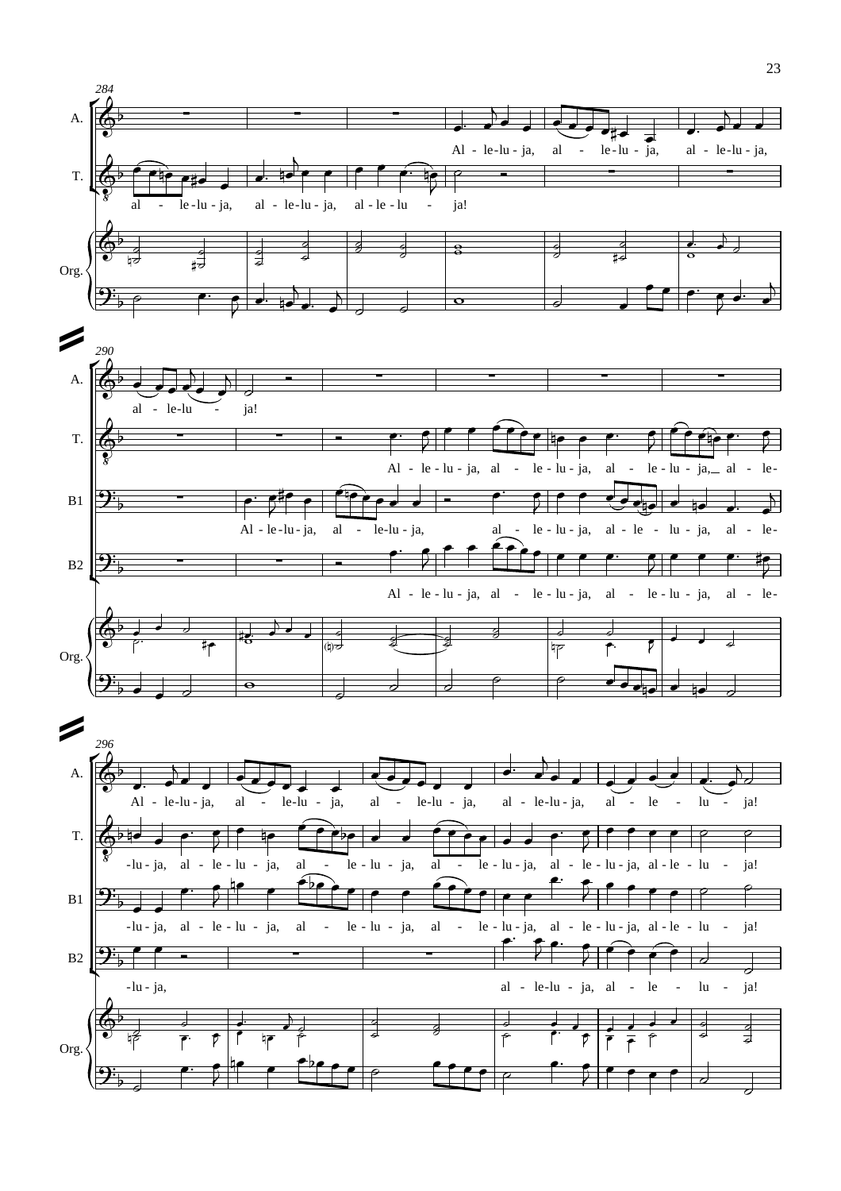284

A. Al - le-lu - ja, al - le-lu - ja, al - le-lu - ja,

T. al - le-lu - ja, al - le-lu - ja, al - le - lu - ja!

Org.

290

A. al - le-lu - ja!

T. Al - le - lu - ja, al - le - lu - ja, al - le - lu - ja, al - le-

B1 Al - le-lu - ja, al - le-lu - ja, al - le - lu - ja, al - le - lu - ja, al - le-

B2 Al - le - lu - ja, al - le - lu - ja, al - le - lu - ja, al - le-

Org.

296

A. Al - le-lu - ja, al - le-lu - ja, al - le-lu - ja, al - le-lu - ja, al - le - lu - ja!

T. -lu - ja, al - le - lu - ja, al - le - lu - ja, al - le - lu - ja, al - le - lu - ja, al - le - lu - ja!

B1 -lu - ja, al - le - lu - ja, al - le - lu - ja, al - le - lu - ja, al - le - lu - ja, al - le - lu - ja!

B2 -lu - ja, al - le-lu - ja, al - le - lu - ja!

Org.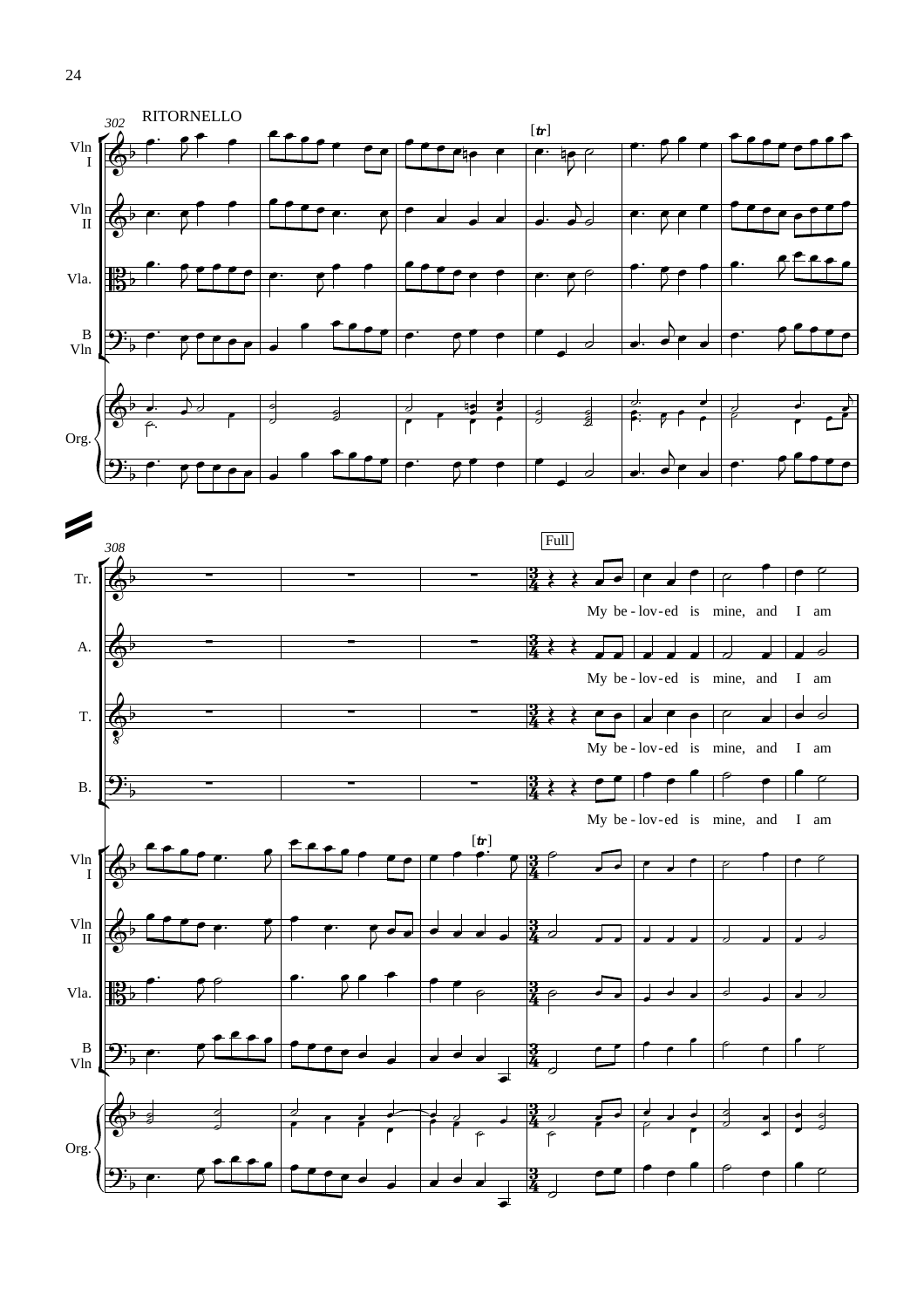302

RITORNELLO

Vln I

Vln II

Vla.

B Vln

Org.

308

Full

Tr.

My be - lov - ed is mine, and I am

A.

My be - lov - ed is mine, and I am

T.

My be - lov - ed is mine, and I am

B.

My be - lov - ed is mine, and I am

Vln I

Vln II

Vla.

B Vln

Org.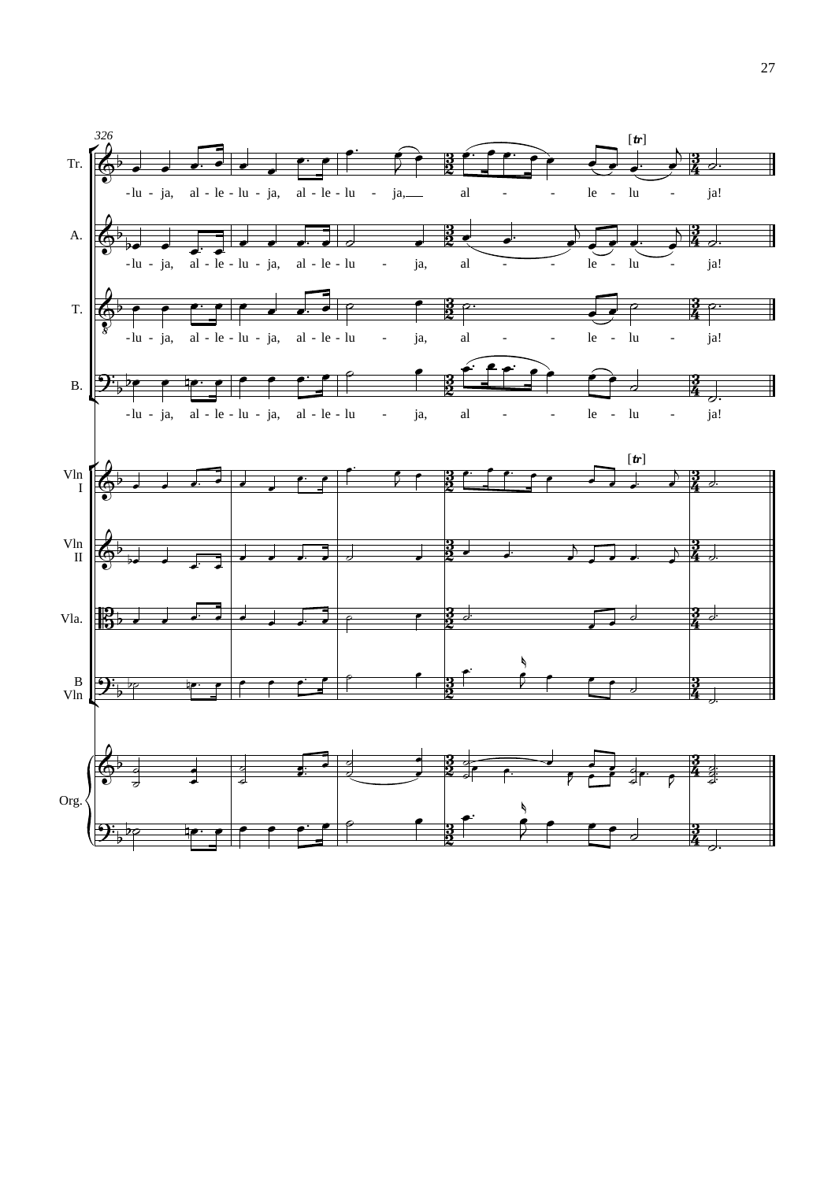326

Tr. -lu - ja, al - le - lu - ja, al - le - lu - ja, al - - le - lu - ja!

A. -lu - ja, al - le - lu - ja, al - le - lu - ja, al - - le - lu - ja!

T. -lu - ja, al - le - lu - ja, al - le - lu - ja, al - - le - lu - ja!

B. -lu - ja, al - le - lu - ja, al - le - lu - ja, al - - le - lu - ja!

Vln I

Vln II

Vla.

B Vln

Org.